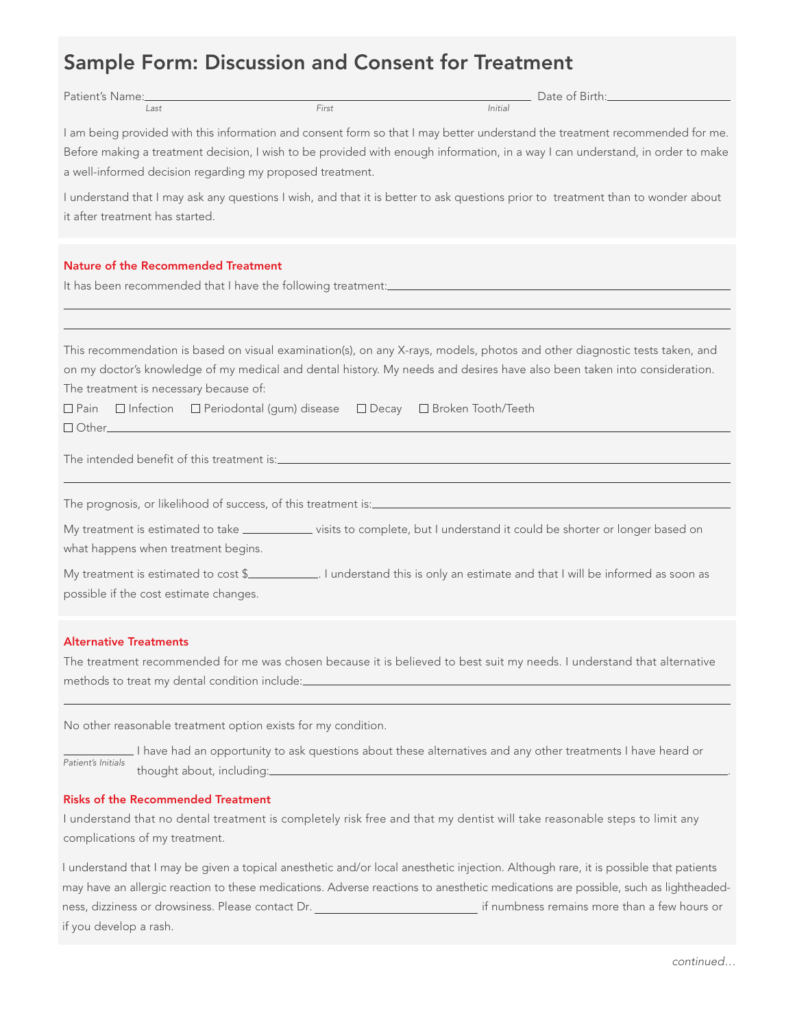# Sample Form: Discussion and Consent for Treatment

Patient's Name: ______________________________________________ Date of Birth: ____________________
*Last* *First* *Initial*

I am being provided with this information and consent form so that I may better understand the treatment recommended for me. Before making a treatment decision, I wish to be provided with enough information, in a way I can understand, in order to make a well-informed decision regarding my proposed treatment.

I understand that I may ask any questions I wish, and that it is better to ask questions prior to treatment than to wonder about it after treatment has started.

### Nature of the Recommended Treatment

It has been recommended that I have the following treatment: ______________________________________________

______________________________________________

______________________________________________

This recommendation is based on visual examination(s), on any X-rays, models, photos and other diagnostic tests taken, and on my doctor's knowledge of my medical and dental history. My needs and desires have also been taken into consideration. The treatment is necessary because of:

☐ Pain ☐ Infection ☐ Periodontal (gum) disease ☐ Decay ☐ Broken Tooth/Teeth
☐ Other ______________________________________________

The intended benefit of this treatment is: ______________________________________________

______________________________________________

The prognosis, or likelihood of success, of this treatment is: ______________________________________________

My treatment is estimated to take ____________ visits to complete, but I understand it could be shorter or longer based on what happens when treatment begins.

My treatment is estimated to cost $____________. I understand this is only an estimate and that I will be informed as soon as possible if the cost estimate changes.

### Alternative Treatments

The treatment recommended for me was chosen because it is believed to best suit my needs. I understand that alternative methods to treat my dental condition include: ______________________________________________

______________________________________________

No other reasonable treatment option exists for my condition.

____________ I have had an opportunity to ask questions about these alternatives and any other treatments I have heard or thought about, including: ______________________________________________.
*Patient's Initials*

### Risks of the Recommended Treatment

I understand that no dental treatment is completely risk free and that my dentist will take reasonable steps to limit any complications of my treatment.

I understand that I may be given a topical anesthetic and/or local anesthetic injection. Although rare, it is possible that patients may have an allergic reaction to these medications. Adverse reactions to anesthetic medications are possible, such as lightheadedness, dizziness or drowsiness. Please contact Dr. ____________________ if numbness remains more than a few hours or if you develop a rash.

*continued…*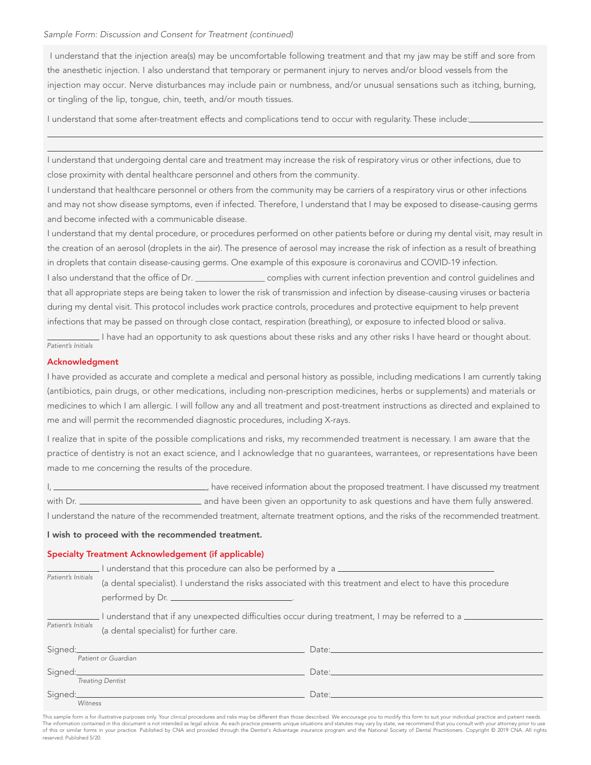I understand that the injection area(s) may be uncomfortable following treatment and that my jaw may be stiff and sore from the anesthetic injection. I also understand that temporary or permanent injury to nerves and/or blood vessels from the injection may occur. Nerve disturbances may include pain or numbness, and/or unusual sensations such as itching, burning, or tingling of the lip, tongue, chin, teeth, and/or mouth tissues.

I understand that some after-treatment effects and complications tend to occur with regularity. These include: \_\_\_\_\_\_\_\_\_\_\_\_\_\_\_\_

\_\_\_\_\_\_\_\_\_\_\_\_\_\_\_\_\_\_\_\_\_\_\_\_\_\_\_\_\_\_\_\_\_\_\_\_\_\_\_\_\_\_\_\_\_\_\_\_\_\_\_\_\_\_\_\_\_\_\_\_\_\_\_\_

\_\_\_\_\_\_\_\_\_\_\_\_\_\_\_\_\_\_\_\_\_\_\_\_\_\_\_\_\_\_\_\_\_\_\_\_\_\_\_\_\_\_\_\_\_\_\_\_\_\_\_\_\_\_\_\_\_\_\_\_\_\_\_\_

I understand that undergoing dental care and treatment may increase the risk of respiratory virus or other infections, due to close proximity with dental healthcare personnel and others from the community.

I understand that healthcare personnel or others from the community may be carriers of a respiratory virus or other infections and may not show disease symptoms, even if infected. Therefore, I understand that I may be exposed to disease-causing germs and become infected with a communicable disease.

I understand that my dental procedure, or procedures performed on other patients before or during my dental visit, may result in the creation of an aerosol (droplets in the air). The presence of aerosol may increase the risk of infection as a result of breathing in droplets that contain disease-causing germs. One example of this exposure is coronavirus and COVID-19 infection.

I also understand that the office of Dr. \_\_\_\_\_\_\_\_\_\_\_\_\_\_\_\_ complies with current infection prevention and control guidelines and that all appropriate steps are being taken to lower the risk of transmission and infection by disease-causing viruses or bacteria during my dental visit. This protocol includes work practice controls, procedures and protective equipment to help prevent infections that may be passed on through close contact, respiration (breathing), or exposure to infected blood or saliva.

\_\_\_\_\_\_\_\_\_\_ I have had an opportunity to ask questions about these risks and any other risks I have heard or thought about.
*Patient's Initials*

## Acknowledgment

I have provided as accurate and complete a medical and personal history as possible, including medications I am currently taking (antibiotics, pain drugs, or other medications, including non-prescription medicines, herbs or supplements) and materials or medicines to which I am allergic. I will follow any and all treatment and post-treatment instructions as directed and explained to me and will permit the recommended diagnostic procedures, including X-rays.

I realize that in spite of the possible complications and risks, my recommended treatment is necessary. I am aware that the practice of dentistry is not an exact science, and I acknowledge that no guarantees, warrantees, or representations have been made to me concerning the results of the procedure.

I, \_\_\_\_\_\_\_\_\_\_\_\_\_\_\_\_\_\_\_\_\_\_\_\_\_\_\_\_, have received information about the proposed treatment. I have discussed my treatment with Dr. \_\_\_\_\_\_\_\_\_\_\_\_\_\_\_\_\_\_\_\_\_\_\_\_ and have been given an opportunity to ask questions and have them fully answered. I understand the nature of the recommended treatment, alternate treatment options, and the risks of the recommended treatment.

**I wish to proceed with the recommended treatment.**

## Specialty Treatment Acknowledgement (if applicable)

\_\_\_\_\_\_\_\_\_\_ I understand that this procedure can also be performed by a \_\_\_\_\_\_\_\_\_\_\_\_\_\_\_\_\_\_\_\_\_\_\_\_\_\_\_\_ (a dental specialist). I understand the risks associated with this treatment and elect to have this procedure performed by Dr. \_\_\_\_\_\_\_\_\_\_\_\_\_\_\_\_\_\_\_\_\_\_\_\_.
*Patient's Initials*

\_\_\_\_\_\_\_\_\_\_ I understand that if any unexpected difficulties occur during treatment, I may be referred to a \_\_\_\_\_\_\_\_\_\_\_\_\_\_\_\_ (a dental specialist) for further care.
*Patient's Initials*

Signed: \_\_\_\_\_\_\_\_\_\_\_\_\_\_\_\_\_\_\_\_\_\_\_\_\_\_\_\_\_\_\_\_\_\_\_\_ Date: \_\_\_\_\_\_\_\_\_\_\_\_\_\_\_\_\_\_\_\_\_\_\_\_\_\_\_\_
*Patient or Guardian*

Signed: \_\_\_\_\_\_\_\_\_\_\_\_\_\_\_\_\_\_\_\_\_\_\_\_\_\_\_\_\_\_\_\_\_\_\_\_ Date: \_\_\_\_\_\_\_\_\_\_\_\_\_\_\_\_\_\_\_\_\_\_\_\_\_\_\_\_
*Treating Dentist*

Signed: \_\_\_\_\_\_\_\_\_\_\_\_\_\_\_\_\_\_\_\_\_\_\_\_\_\_\_\_\_\_\_\_\_\_\_\_ Date: \_\_\_\_\_\_\_\_\_\_\_\_\_\_\_\_\_\_\_\_\_\_\_\_\_\_\_\_
*Witness*

This sample form is for illustrative purposes only. Your clinical procedures and risks may be different than those described. We encourage you to modify this form to suit your individual practice and patient needs. The information contained in this document is not intended as legal advice. As each practice presents unique situations and statutes may vary by state, we recommend that you consult with your attorney prior to use of this or similar forms in your practice. Published by CNA and provided through the Dentist's Advantage insurance program and the National Society of Dental Practitioners. Copyright © 2019 CNA. All rights reserved. Published 5/20.